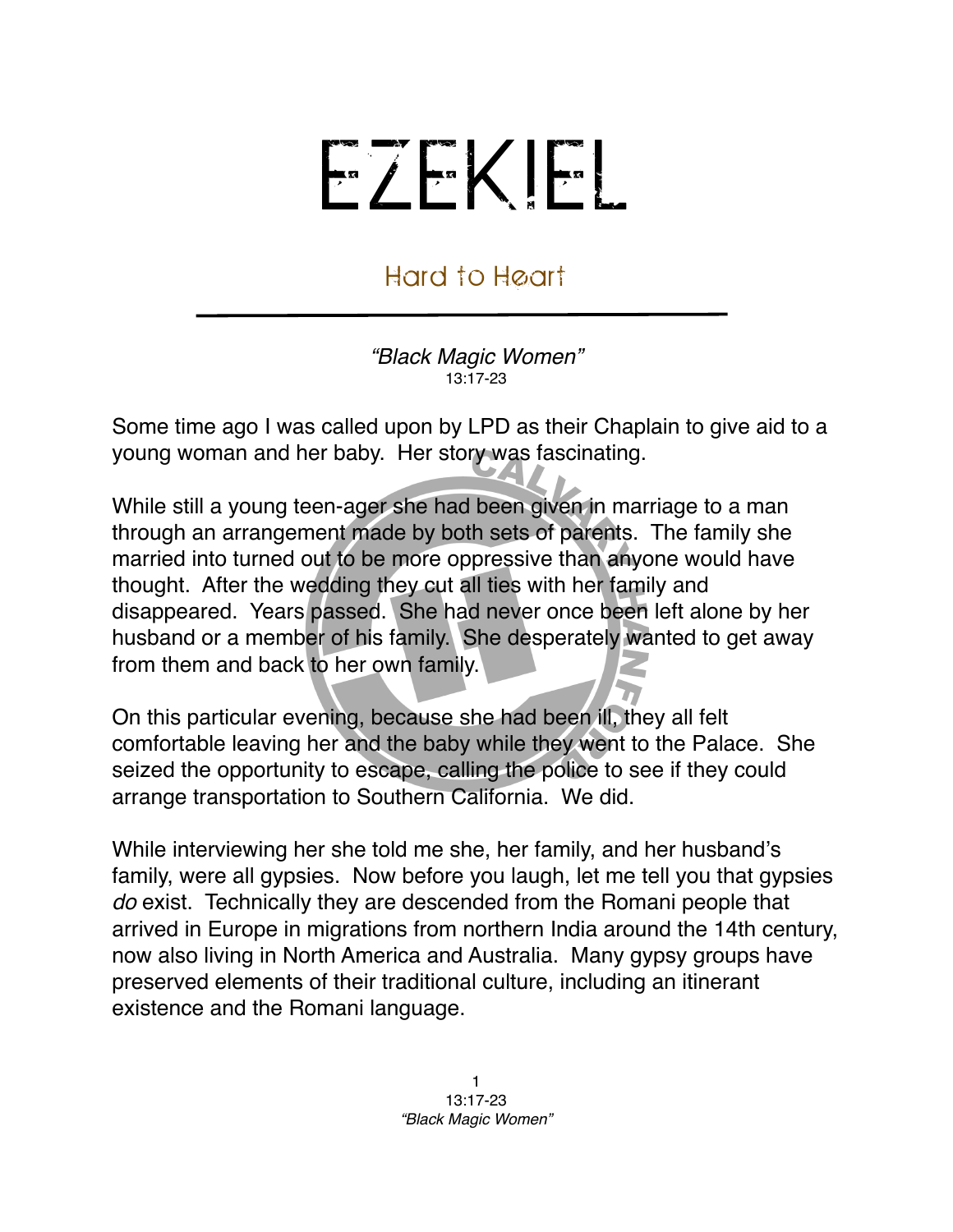# EZEKIEL

## Hard to Heart

*"Black Magic Women"*
13:17-23

Some time ago I was called upon by LPD as their Chaplain to give aid to a young woman and her baby. Her story was fascinating.

While still a young teen-ager she had been given in marriage to a man through an arrangement made by both sets of parents. The family she married into turned out to be more oppressive than anyone would have thought. After the wedding they cut all ties with her family and disappeared. Years passed. She had never once been left alone by her husband or a member of his family. She desperately wanted to get away from them and back to her own family.

On this particular evening, because she had been ill, they all felt comfortable leaving her and the baby while they went to the Palace. She seized the opportunity to escape, calling the police to see if they could arrange transportation to Southern California. We did.

While interviewing her she told me she, her family, and her husband's family, were all gypsies. Now before you laugh, let me tell you that gypsies *do* exist. Technically they are descended from the Romani people that arrived in Europe in migrations from northern India around the 14th century, now also living in North America and Australia. Many gypsy groups have preserved elements of their traditional culture, including an itinerant existence and the Romani language.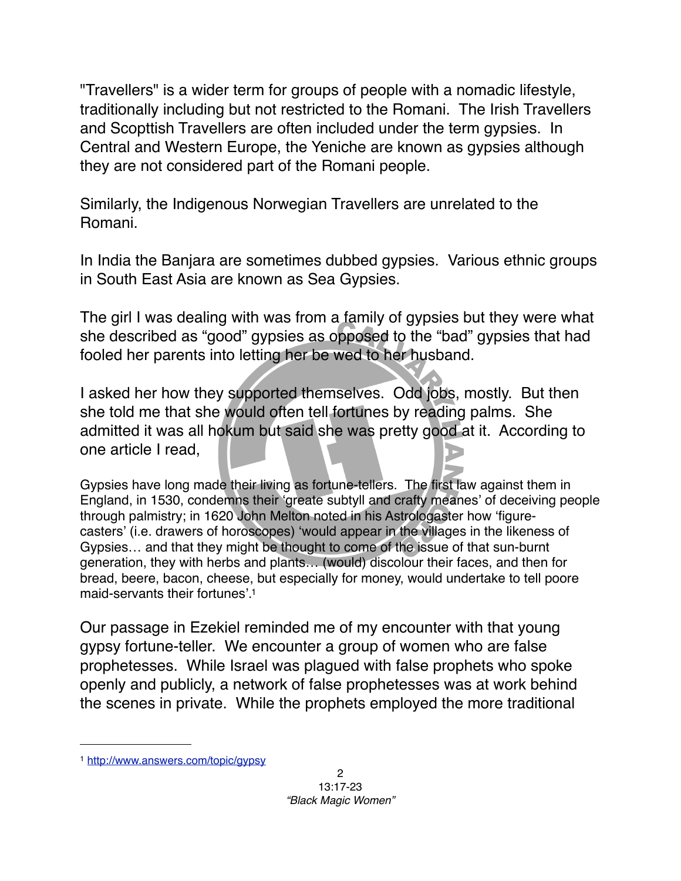"Travellers" is a wider term for groups of people with a nomadic lifestyle, traditionally including but not restricted to the Romani. The Irish Travellers and Scopttish Travellers are often included under the term gypsies. In Central and Western Europe, the Yeniche are known as gypsies although they are not considered part of the Romani people.

Similarly, the Indigenous Norwegian Travellers are unrelated to the Romani.

In India the Banjara are sometimes dubbed gypsies. Various ethnic groups in South East Asia are known as Sea Gypsies.

The girl I was dealing with was from a family of gypsies but they were what she described as "good" gypsies as opposed to the "bad" gypsies that had fooled her parents into letting her be wed to her husband.

I asked her how they supported themselves. Odd jobs, mostly. But then she told me that she would often tell fortunes by reading palms. She admitted it was all hokum but said she was pretty good at it. According to one article I read,

> Gypsies have long made their living as fortune-tellers. The first law against them in England, in 1530, condemns their 'greate subtyll and crafty meanes' of deceiving people through palmistry; in 1620 John Melton noted in his Astrologaster how 'figure-casters' (i.e. drawers of horoscopes) 'would appear in the villages in the likeness of Gypsies… and that they might be thought to come of the issue of that sun-burnt generation, they with herbs and plants… (would) discolour their faces, and then for bread, beere, bacon, cheese, but especially for money, would undertake to tell poore maid-servants their fortunes'.[1]

Our passage in Ezekiel reminded me of my encounter with that young gypsy fortune-teller. We encounter a group of women who are false prophetesses. While Israel was plagued with false prophets who spoke openly and publicly, a network of false prophetesses was at work behind the scenes in private. While the prophets employed the more traditional

[1] http://www.answers.com/topic/gypsy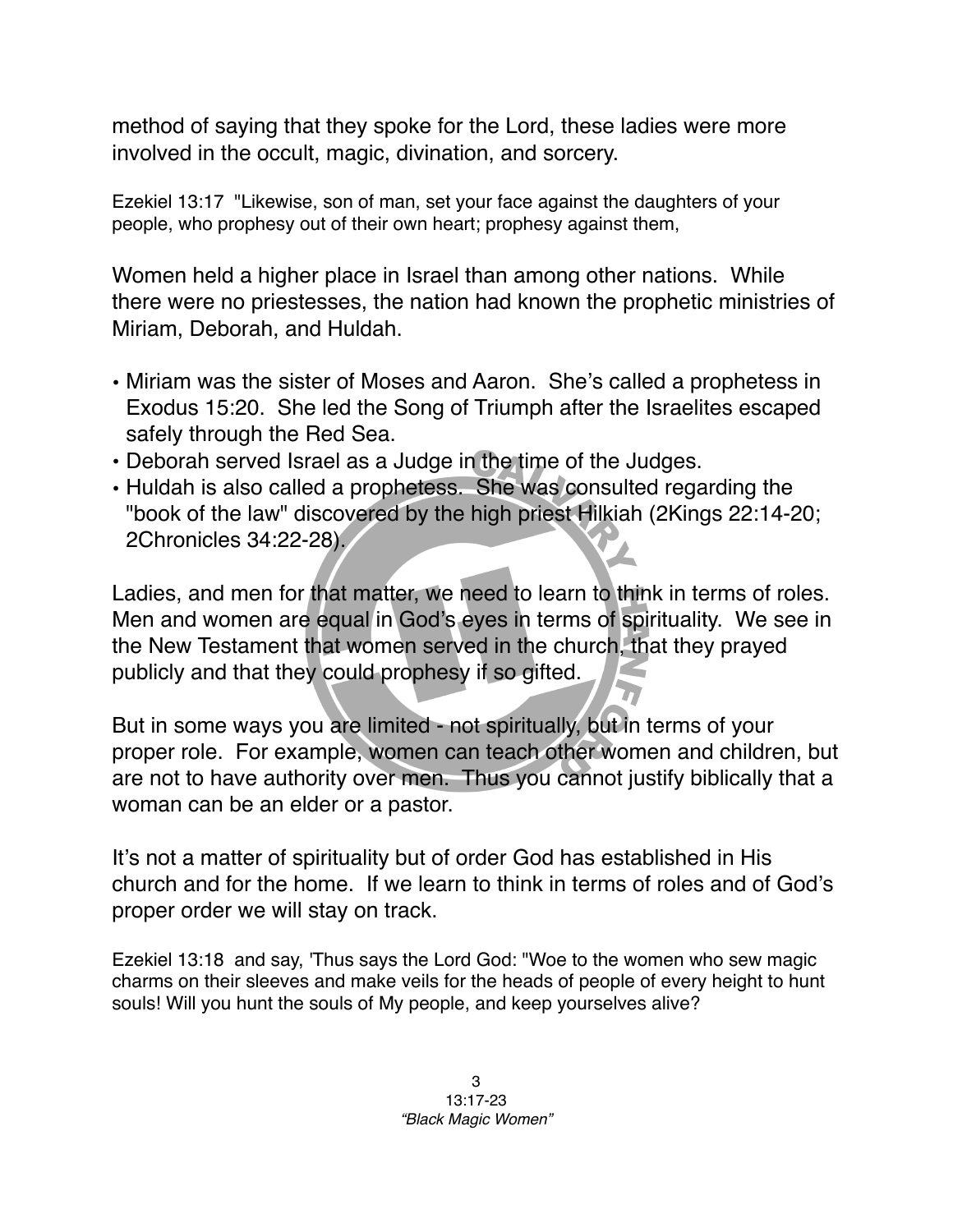method of saying that they spoke for the Lord, these ladies were more involved in the occult, magic, divination, and sorcery.

Ezekiel 13:17 "Likewise, son of man, set your face against the daughters of your people, who prophesy out of their own heart; prophesy against them,

Women held a higher place in Israel than among other nations. While there were no priestesses, the nation had known the prophetic ministries of Miriam, Deborah, and Huldah.

- Miriam was the sister of Moses and Aaron. She's called a prophetess in Exodus 15:20. She led the Song of Triumph after the Israelites escaped safely through the Red Sea.
- Deborah served Israel as a Judge in the time of the Judges.
- Huldah is also called a prophetess. She was consulted regarding the "book of the law" discovered by the high priest Hilkiah (2Kings 22:14-20; 2Chronicles 34:22-28).

Ladies, and men for that matter, we need to learn to think in terms of roles. Men and women are equal in God's eyes in terms of spirituality. We see in the New Testament that women served in the church, that they prayed publicly and that they could prophesy if so gifted.

But in some ways you are limited - not spiritually, but in terms of your proper role. For example, women can teach other women and children, but are not to have authority over men. Thus you cannot justify biblically that a woman can be an elder or a pastor.

It's not a matter of spirituality but of order God has established in His church and for the home. If we learn to think in terms of roles and of God's proper order we will stay on track.

Ezekiel 13:18 and say, 'Thus says the Lord God: "Woe to the women who sew magic charms on their sleeves and make veils for the heads of people of every height to hunt souls! Will you hunt the souls of My people, and keep yourselves alive?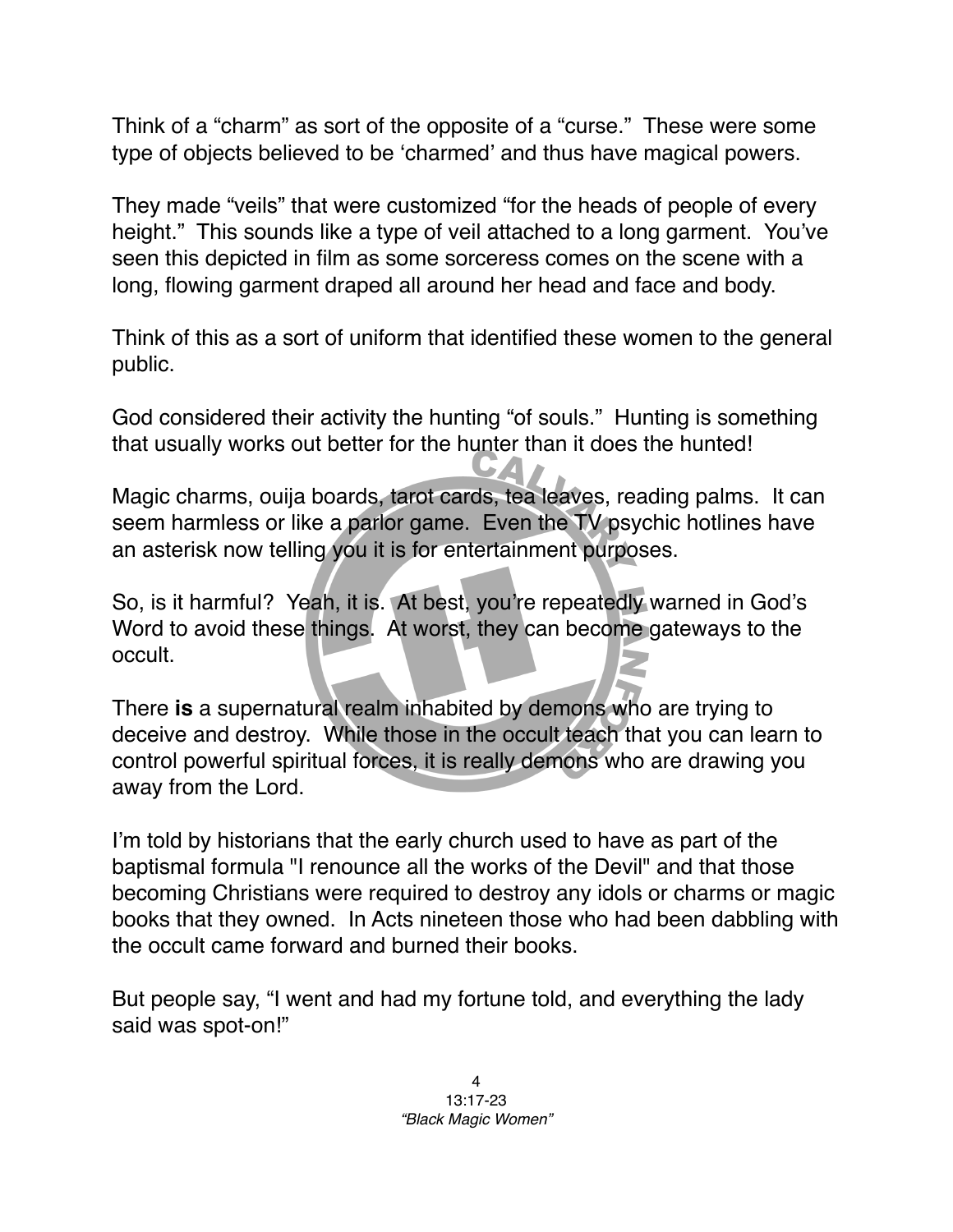Think of a "charm" as sort of the opposite of a "curse." These were some type of objects believed to be 'charmed' and thus have magical powers.

They made "veils" that were customized "for the heads of people of every height." This sounds like a type of veil attached to a long garment. You've seen this depicted in film as some sorceress comes on the scene with a long, flowing garment draped all around her head and face and body.

Think of this as a sort of uniform that identified these women to the general public.

God considered their activity the hunting "of souls." Hunting is something that usually works out better for the hunter than it does the hunted!

Magic charms, ouija boards, tarot cards, tea leaves, reading palms. It can seem harmless or like a parlor game. Even the TV psychic hotlines have an asterisk now telling you it is for entertainment purposes.

So, is it harmful? Yeah, it is. At best, you're repeatedly warned in God's Word to avoid these things. At worst, they can become gateways to the occult.

There **is** a supernatural realm inhabited by demons who are trying to deceive and destroy. While those in the occult teach that you can learn to control powerful spiritual forces, it is really demons who are drawing you away from the Lord.

I'm told by historians that the early church used to have as part of the baptismal formula "I renounce all the works of the Devil" and that those becoming Christians were required to destroy any idols or charms or magic books that they owned. In Acts nineteen those who had been dabbling with the occult came forward and burned their books.

But people say, "I went and had my fortune told, and everything the lady said was spot-on!"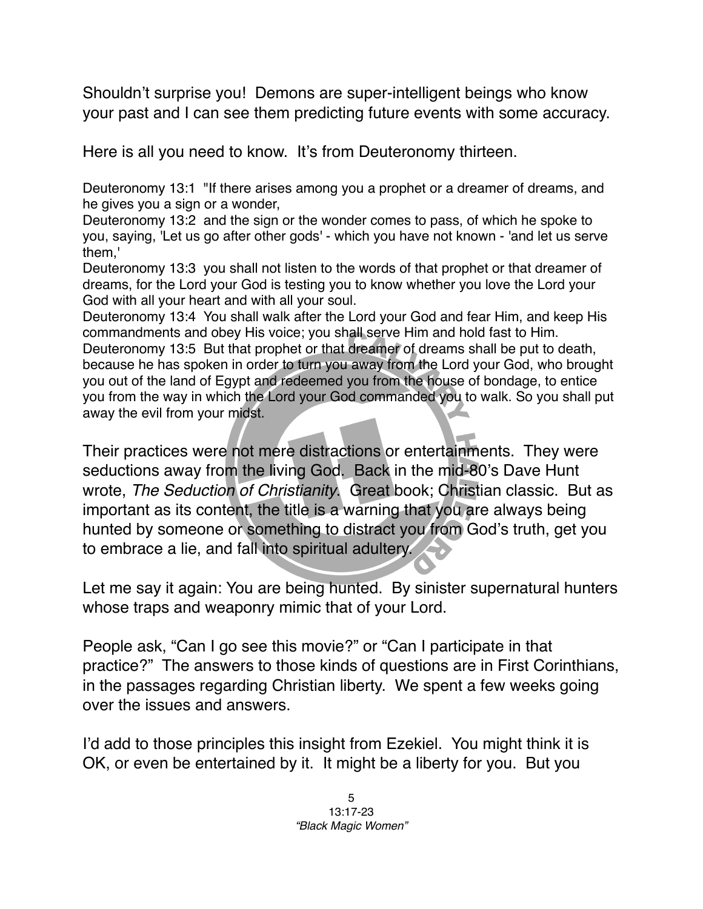Shouldn't surprise you! Demons are super-intelligent beings who know your past and I can see them predicting future events with some accuracy.

Here is all you need to know. It's from Deuteronomy thirteen.

Deuteronomy 13:1 "If there arises among you a prophet or a dreamer of dreams, and he gives you a sign or a wonder,
Deuteronomy 13:2 and the sign or the wonder comes to pass, of which he spoke to you, saying, 'Let us go after other gods' - which you have not known - 'and let us serve them,'
Deuteronomy 13:3 you shall not listen to the words of that prophet or that dreamer of dreams, for the Lord your God is testing you to know whether you love the Lord your God with all your heart and with all your soul.
Deuteronomy 13:4 You shall walk after the Lord your God and fear Him, and keep His commandments and obey His voice; you shall serve Him and hold fast to Him.
Deuteronomy 13:5 But that prophet or that dreamer of dreams shall be put to death, because he has spoken in order to turn you away from the Lord your God, who brought you out of the land of Egypt and redeemed you from the house of bondage, to entice you from the way in which the Lord your God commanded you to walk. So you shall put away the evil from your midst.

Their practices were not mere distractions or entertainments. They were seductions away from the living God. Back in the mid-80's Dave Hunt wrote, *The Seduction of Christianity*. Great book; Christian classic. But as important as its content, the title is a warning that you are always being hunted by someone or something to distract you from God's truth, get you to embrace a lie, and fall into spiritual adultery.

Let me say it again: You are being hunted. By sinister supernatural hunters whose traps and weaponry mimic that of your Lord.

People ask, "Can I go see this movie?" or "Can I participate in that practice?" The answers to those kinds of questions are in First Corinthians, in the passages regarding Christian liberty. We spent a few weeks going over the issues and answers.

I'd add to those principles this insight from Ezekiel. You might think it is OK, or even be entertained by it. It might be a liberty for you. But you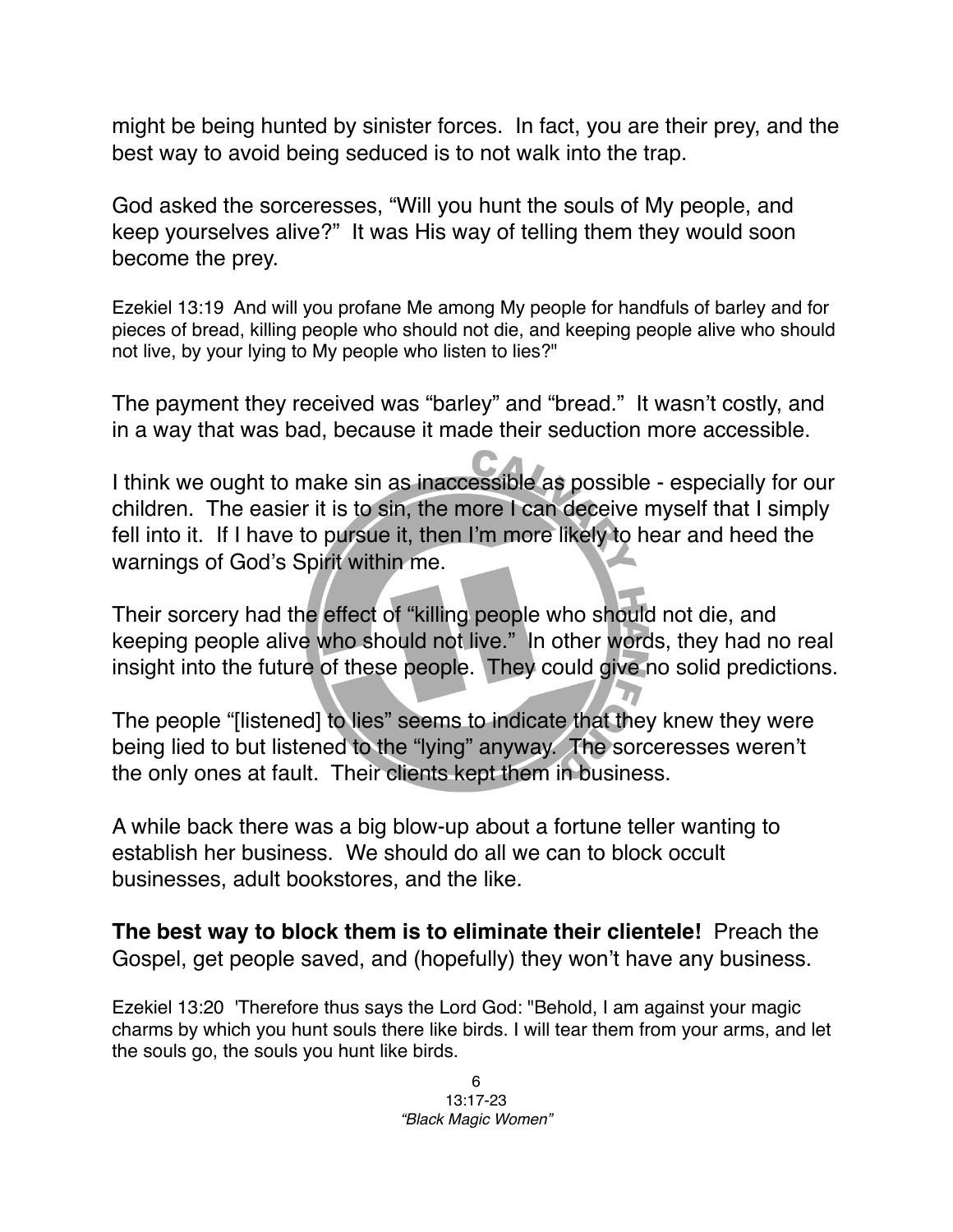might be being hunted by sinister forces. In fact, you are their prey, and the best way to avoid being seduced is to not walk into the trap.

God asked the sorceresses, "Will you hunt the souls of My people, and keep yourselves alive?" It was His way of telling them they would soon become the prey.

Ezekiel 13:19 And will you profane Me among My people for handfuls of barley and for pieces of bread, killing people who should not die, and keeping people alive who should not live, by your lying to My people who listen to lies?"

The payment they received was "barley" and "bread." It wasn't costly, and in a way that was bad, because it made their seduction more accessible.

I think we ought to make sin as inaccessible as possible - especially for our children. The easier it is to sin, the more I can deceive myself that I simply fell into it. If I have to pursue it, then I'm more likely to hear and heed the warnings of God's Spirit within me.

Their sorcery had the effect of "killing people who should not die, and keeping people alive who should not live." In other words, they had no real insight into the future of these people. They could give no solid predictions.

The people "[listened] to lies" seems to indicate that they knew they were being lied to but listened to the "lying" anyway. The sorceresses weren't the only ones at fault. Their clients kept them in business.

A while back there was a big blow-up about a fortune teller wanting to establish her business. We should do all we can to block occult businesses, adult bookstores, and the like.

**The best way to block them is to eliminate their clientele!** Preach the Gospel, get people saved, and (hopefully) they won't have any business.

Ezekiel 13:20 'Therefore thus says the Lord God: "Behold, I am against your magic charms by which you hunt souls there like birds. I will tear them from your arms, and let the souls go, the souls you hunt like birds.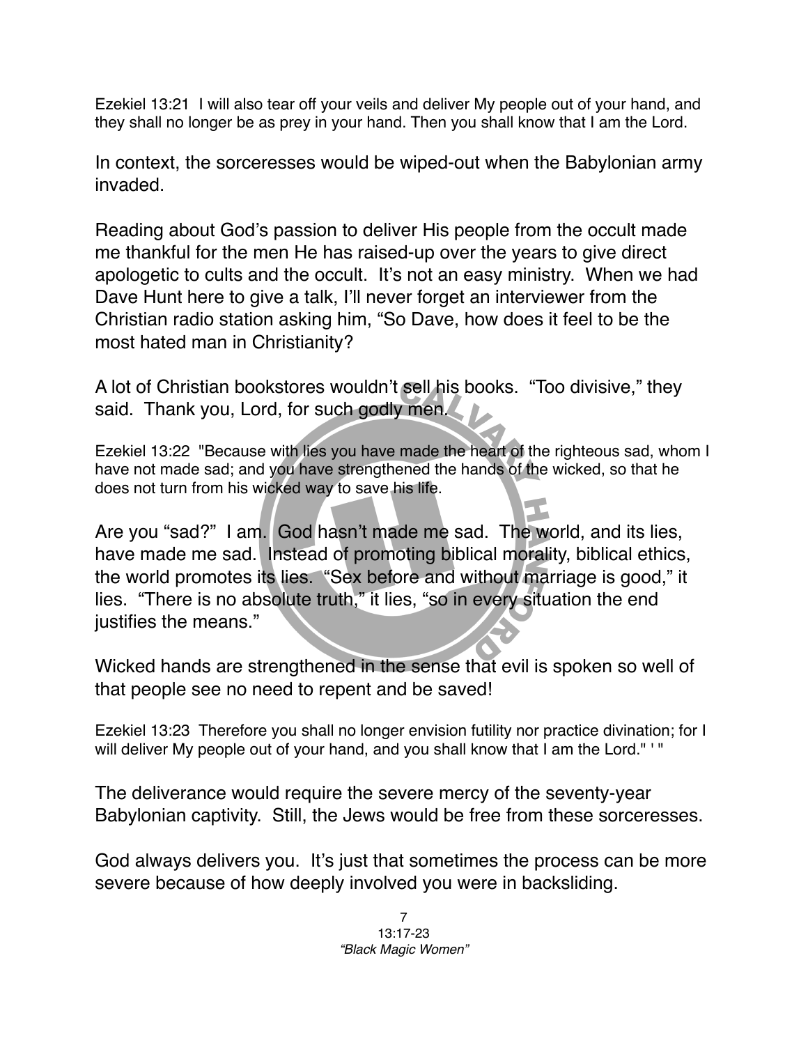Ezekiel 13:21 I will also tear off your veils and deliver My people out of your hand, and they shall no longer be as prey in your hand. Then you shall know that I am the Lord.

In context, the sorceresses would be wiped-out when the Babylonian army invaded.

Reading about God's passion to deliver His people from the occult made me thankful for the men He has raised-up over the years to give direct apologetic to cults and the occult. It's not an easy ministry. When we had Dave Hunt here to give a talk, I'll never forget an interviewer from the Christian radio station asking him, "So Dave, how does it feel to be the most hated man in Christianity?

A lot of Christian bookstores wouldn't sell his books. "Too divisive," they said. Thank you, Lord, for such godly men.

Ezekiel 13:22 "Because with lies you have made the heart of the righteous sad, whom I have not made sad; and you have strengthened the hands of the wicked, so that he does not turn from his wicked way to save his life.

Are you "sad?" I am. God hasn't made me sad. The world, and its lies, have made me sad. Instead of promoting biblical morality, biblical ethics, the world promotes its lies. "Sex before and without marriage is good," it lies. "There is no absolute truth," it lies, "so in every situation the end justifies the means."

Wicked hands are strengthened in the sense that evil is spoken so well of that people see no need to repent and be saved!

Ezekiel 13:23 Therefore you shall no longer envision futility nor practice divination; for I will deliver My people out of your hand, and you shall know that I am the Lord." ' "

The deliverance would require the severe mercy of the seventy-year Babylonian captivity. Still, the Jews would be free from these sorceresses.

God always delivers you. It's just that sometimes the process can be more severe because of how deeply involved you were in backsliding.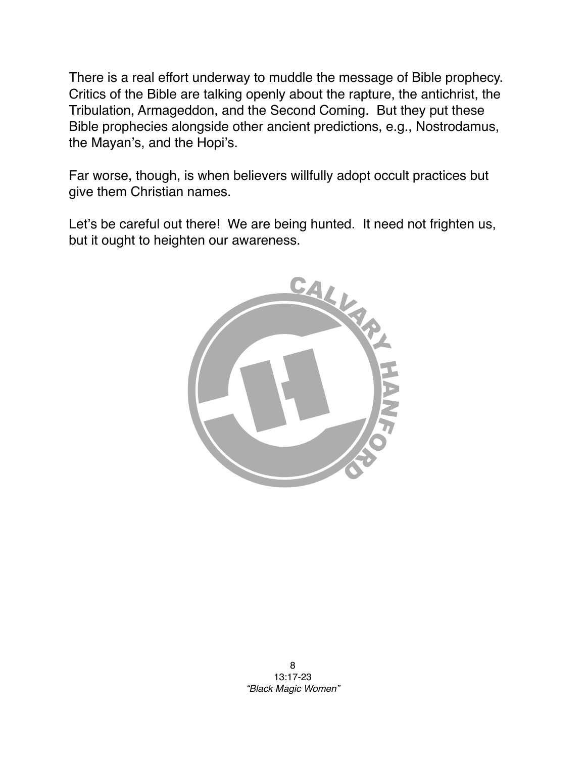There is a real effort underway to muddle the message of Bible prophecy. Critics of the Bible are talking openly about the rapture, the antichrist, the Tribulation, Armageddon, and the Second Coming. But they put these Bible prophecies alongside other ancient predictions, e.g., Nostrodamus, the Mayan's, and the Hopi's.

Far worse, though, is when believers willfully adopt occult practices but give them Christian names.

Let's be careful out there! We are being hunted. It need not frighten us, but it ought to heighten our awareness.